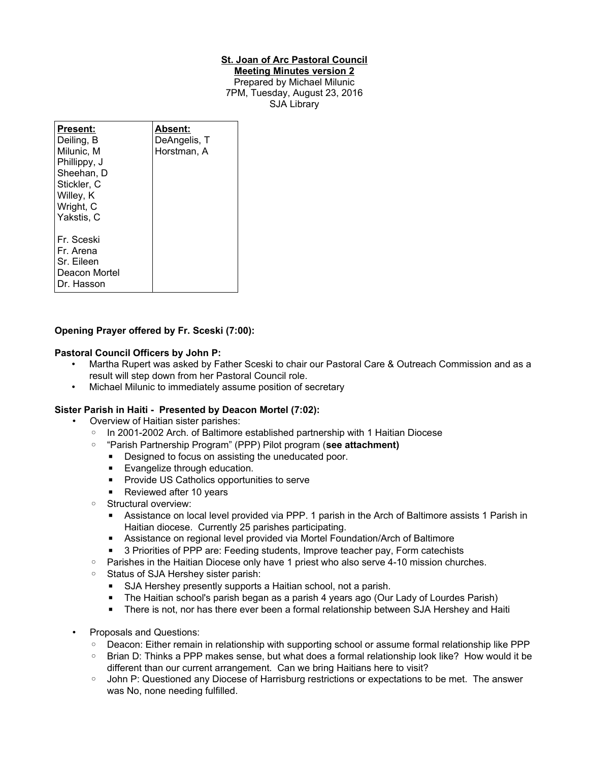**St. Joan of Arc Pastoral Council**
**Meeting Minutes version 2**
Prepared by Michael Milunic
7PM, Tuesday, August 23, 2016
SJA Library

| **Present:** | **Absent:** |
|---|---|
| Deiling, B<br>Milunic, M<br>Phillippy, J<br>Sheehan, D<br>Stickler, C<br>Willey, K<br>Wright, C<br>Yakstis, C<br><br>Fr. Sceski<br>Fr. Arena<br>Sr. Eileen<br>Deacon Mortel<br>Dr. Hasson | DeAngelis, T<br>Horstman, A |

**Opening Prayer offered by Fr. Sceski (7:00):**

**Pastoral Council Officers by John P:**

- Martha Rupert was asked by Father Sceski to chair our Pastoral Care & Outreach Commission and as a result will step down from her Pastoral Council role.
- Michael Milunic to immediately assume position of secretary

**Sister Parish in Haiti - Presented by Deacon Mortel (7:02):**

- Overview of Haitian sister parishes:
  - In 2001-2002 Arch. of Baltimore established partnership with 1 Haitian Diocese
  - "Parish Partnership Program" (PPP) Pilot program (**see attachment)**
    - Designed to focus on assisting the uneducated poor.
    - Evangelize through education.
    - Provide US Catholics opportunities to serve
    - Reviewed after 10 years
  - Structural overview:
    - Assistance on local level provided via PPP. 1 parish in the Arch of Baltimore assists 1 Parish in Haitian diocese. Currently 25 parishes participating.
    - Assistance on regional level provided via Mortel Foundation/Arch of Baltimore
    - 3 Priorities of PPP are: Feeding students, Improve teacher pay, Form catechists
  - Parishes in the Haitian Diocese only have 1 priest who also serve 4-10 mission churches.
  - Status of SJA Hershey sister parish:
    - SJA Hershey presently supports a Haitian school, not a parish.
    - The Haitian school's parish began as a parish 4 years ago (Our Lady of Lourdes Parish)
    - There is not, nor has there ever been a formal relationship between SJA Hershey and Haiti
- Proposals and Questions:
  - Deacon: Either remain in relationship with supporting school or assume formal relationship like PPP
  - Brian D: Thinks a PPP makes sense, but what does a formal relationship look like? How would it be different than our current arrangement. Can we bring Haitians here to visit?
  - John P: Questioned any Diocese of Harrisburg restrictions or expectations to be met. The answer was No, none needing fulfilled.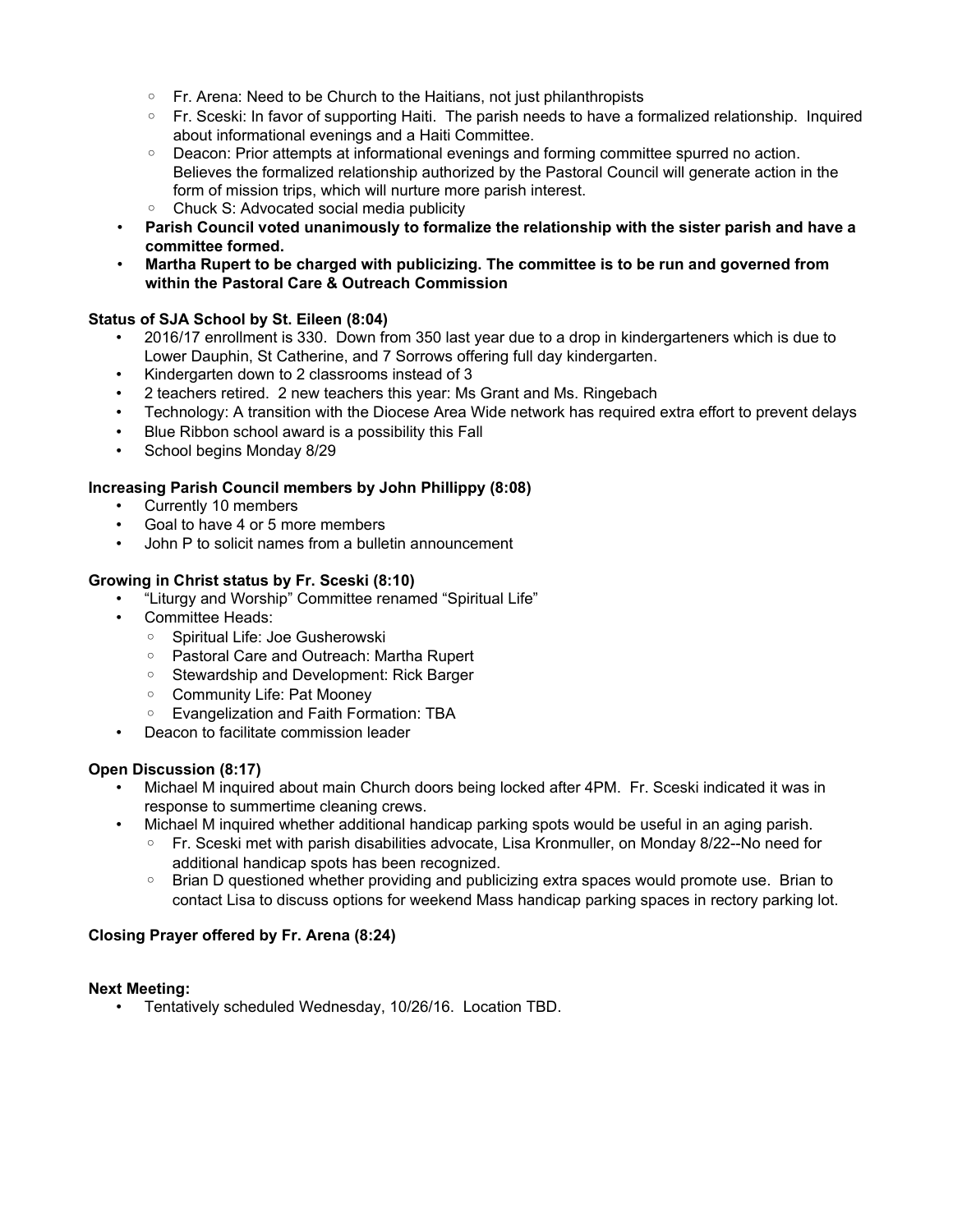- Fr. Arena: Need to be Church to the Haitians, not just philanthropists
  - Fr. Sceski: In favor of supporting Haiti. The parish needs to have a formalized relationship. Inquired about informational evenings and a Haiti Committee.
  - Deacon: Prior attempts at informational evenings and forming committee spurred no action. Believes the formalized relationship authorized by the Pastoral Council will generate action in the form of mission trips, which will nurture more parish interest.
  - Chuck S: Advocated social media publicity
- **Parish Council voted unanimously to formalize the relationship with the sister parish and have a committee formed.**
- **Martha Rupert to be charged with publicizing. The committee is to be run and governed from within the Pastoral Care & Outreach Commission**

**Status of SJA School by St. Eileen (8:04)**

- 2016/17 enrollment is 330. Down from 350 last year due to a drop in kindergarteners which is due to Lower Dauphin, St Catherine, and 7 Sorrows offering full day kindergarten.
- Kindergarten down to 2 classrooms instead of 3
- 2 teachers retired. 2 new teachers this year: Ms Grant and Ms. Ringebach
- Technology: A transition with the Diocese Area Wide network has required extra effort to prevent delays
- Blue Ribbon school award is a possibility this Fall
- School begins Monday 8/29

**Increasing Parish Council members by John Phillippy (8:08)**

- Currently 10 members
- Goal to have 4 or 5 more members
- John P to solicit names from a bulletin announcement

**Growing in Christ status by Fr. Sceski (8:10)**

- "Liturgy and Worship" Committee renamed "Spiritual Life"
- Committee Heads:
  - Spiritual Life: Joe Gusherowski
  - Pastoral Care and Outreach: Martha Rupert
  - Stewardship and Development: Rick Barger
  - Community Life: Pat Mooney
  - Evangelization and Faith Formation: TBA
- Deacon to facilitate commission leader

**Open Discussion (8:17)**

- Michael M inquired about main Church doors being locked after 4PM. Fr. Sceski indicated it was in response to summertime cleaning crews.
- Michael M inquired whether additional handicap parking spots would be useful in an aging parish.
  - Fr. Sceski met with parish disabilities advocate, Lisa Kronmuller, on Monday 8/22--No need for additional handicap spots has been recognized.
  - Brian D questioned whether providing and publicizing extra spaces would promote use. Brian to contact Lisa to discuss options for weekend Mass handicap parking spaces in rectory parking lot.

**Closing Prayer offered by Fr. Arena (8:24)**

**Next Meeting:**

- Tentatively scheduled Wednesday, 10/26/16. Location TBD.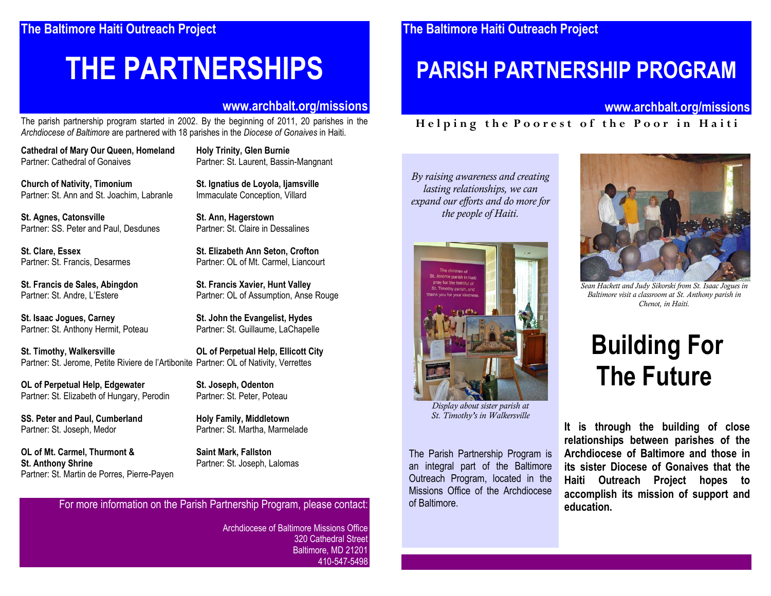The Baltimore Haiti Outreach Project

# THE PARTNERSHIPS

www.archbalt.org/missions

The parish partnership program started in 2002. By the beginning of 2011, 20 parishes in the *Archdiocese of Baltimore* are partnered with 18 parishes in the *Diocese of Gonaives* in Haiti.

**Cathedral of Mary Our Queen, Homeland**
Partner: Cathedral of Gonaives

**Church of Nativity, Timonium**
Partner: St. Ann and St. Joachim, Labranle

**St. Agnes, Catonsville**
Partner: SS. Peter and Paul, Desdunes

**St. Clare, Essex**
Partner: St. Francis, Desarmes

**St. Francis de Sales, Abingdon**
Partner: St. Andre, L'Estere

**St. Isaac Jogues, Carney**
Partner: St. Anthony Hermit, Poteau

**St. Timothy, Walkersville**
Partner: St. Jerome, Petite Riviere de l'Artibonite

**OL of Perpetual Help, Edgewater**
Partner: St. Elizabeth of Hungary, Perodin

**SS. Peter and Paul, Cumberland**
Partner: St. Joseph, Medor

**OL of Mt. Carmel, Thurmont & St. Anthony Shrine**
Partner: St. Martin de Porres, Pierre-Payen

**Holy Trinity, Glen Burnie**
Partner: St. Laurent, Bassin-Mangnant

**St. Ignatius de Loyola, Ijamsville**
Immaculate Conception, Villard

**St. Ann, Hagerstown**
Partner: St. Claire in Dessalines

**St. Elizabeth Ann Seton, Crofton**
Partner: OL of Mt. Carmel, Liancourt

**St. Francis Xavier, Hunt Valley**
Partner: OL of Assumption, Anse Rouge

**St. John the Evangelist, Hydes**
Partner: St. Guillaume, LaChapelle

**OL of Perpetual Help, Ellicott City**
Partner: OL of Nativity, Verrettes

**St. Joseph, Odenton**
Partner: St. Peter, Poteau

**Holy Family, Middletown**
Partner: St. Martha, Marmelade

**Saint Mark, Fallston**
Partner: St. Joseph, Lalomas

For more information on the Parish Partnership Program, please contact:

Archdiocese of Baltimore Missions Office
320 Cathedral Street
Baltimore, MD 21201
410-547-5498

The Baltimore Haiti Outreach Project

# PARISH PARTNERSHIP PROGRAM

www.archbalt.org/missions

Helping the Poorest of the Poor in Haiti

*By raising awareness and creating lasting relationships, we can expand our efforts and do more for the people of Haiti.*

*Display about sister parish at St. Timothy's in Walkersville*

The Parish Partnership Program is an integral part of the Baltimore Outreach Program, located in the Missions Office of the Archdiocese of Baltimore.

*Sean Hackett and Judy Sikorski from St. Isaac Jogues in Baltimore visit a classroom at St. Anthony parish in Chenot, in Haiti.*

## Building For The Future

**It is through the building of close relationships between parishes of the Archdiocese of Baltimore and those in its sister Diocese of Gonaives that the Haiti Outreach Project hopes to accomplish its mission of support and education.**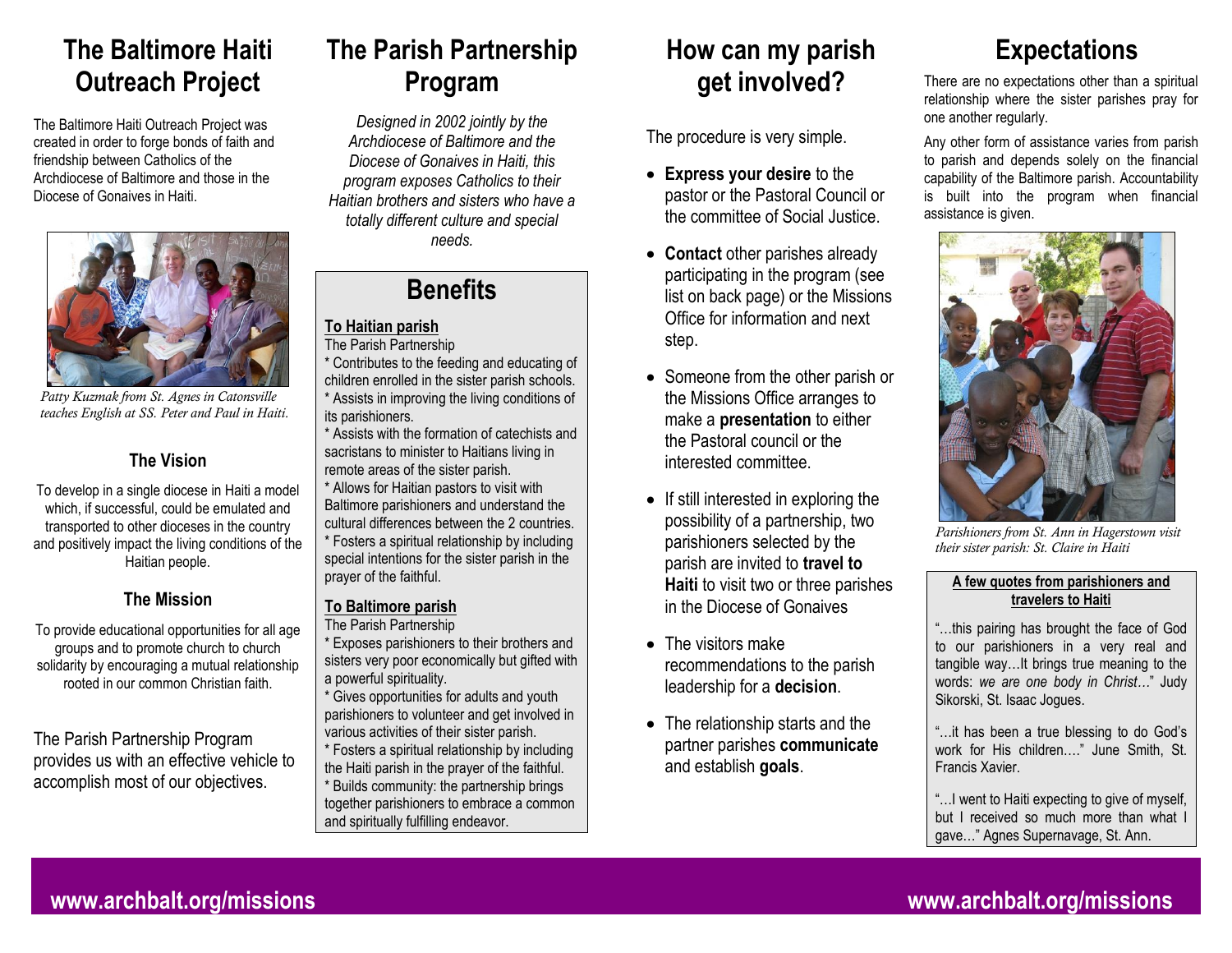# The Baltimore Haiti Outreach Project

The Baltimore Haiti Outreach Project was created in order to forge bonds of faith and friendship between Catholics of the Archdiocese of Baltimore and those in the Diocese of Gonaives in Haiti.

*Patty Kuzmak from St. Agnes in Catonsville teaches English at SS. Peter and Paul in Haiti.*

### The Vision

To develop in a single diocese in Haiti a model which, if successful, could be emulated and transported to other dioceses in the country and positively impact the living conditions of the Haitian people.

### The Mission

To provide educational opportunities for all age groups and to promote church to church solidarity by encouraging a mutual relationship rooted in our common Christian faith.

The Parish Partnership Program provides us with an effective vehicle to accomplish most of our objectives.

# The Parish Partnership Program

*Designed in 2002 jointly by the Archdiocese of Baltimore and the Diocese of Gonaives in Haiti, this program exposes Catholics to their Haitian brothers and sisters who have a totally different culture and special needs.*

## Benefits

**To Haitian parish**

The Parish Partnership
* Contributes to the feeding and educating of children enrolled in the sister parish schools.
* Assists in improving the living conditions of its parishioners.
* Assists with the formation of catechists and sacristans to minister to Haitians living in remote areas of the sister parish.
* Allows for Haitian pastors to visit with Baltimore parishioners and understand the cultural differences between the 2 countries.
* Fosters a spiritual relationship by including special intentions for the sister parish in the prayer of the faithful.

**To Baltimore parish**

The Parish Partnership
* Exposes parishioners to their brothers and sisters very poor economically but gifted with a powerful spirituality.
* Gives opportunities for adults and youth parishioners to volunteer and get involved in various activities of their sister parish.
* Fosters a spiritual relationship by including the Haiti parish in the prayer of the faithful.
* Builds community: the partnership brings together parishioners to embrace a common and spiritually fulfilling endeavor.

# How can my parish get involved?

The procedure is very simple.

- **Express your desire** to the pastor or the Pastoral Council or the committee of Social Justice.
- **Contact** other parishes already participating in the program (see list on back page) or the Missions Office for information and next step.
- Someone from the other parish or the Missions Office arranges to make a **presentation** to either the Pastoral council or the interested committee.
- If still interested in exploring the possibility of a partnership, two parishioners selected by the parish are invited to **travel to Haiti** to visit two or three parishes in the Diocese of Gonaives
- The visitors make recommendations to the parish leadership for a **decision**.
- The relationship starts and the partner parishes **communicate** and establish **goals**.

# Expectations

There are no expectations other than a spiritual relationship where the sister parishes pray for one another regularly.

Any other form of assistance varies from parish to parish and depends solely on the financial capability of the Baltimore parish. Accountability is built into the program when financial assistance is given.

*Parishioners from St. Ann in Hagerstown visit their sister parish: St. Claire in Haiti*

**A few quotes from parishioners and travelers to Haiti**

"…this pairing has brought the face of God to our parishioners in a very real and tangible way…It brings true meaning to the words: *we are one body in Christ…*" Judy Sikorski, St. Isaac Jogues.

"…it has been a true blessing to do God's work for His children…." June Smith, St. Francis Xavier.

"…I went to Haiti expecting to give of myself, but I received so much more than what I gave…" Agnes Supernavage, St. Ann.

**www.archbalt.org/missions**